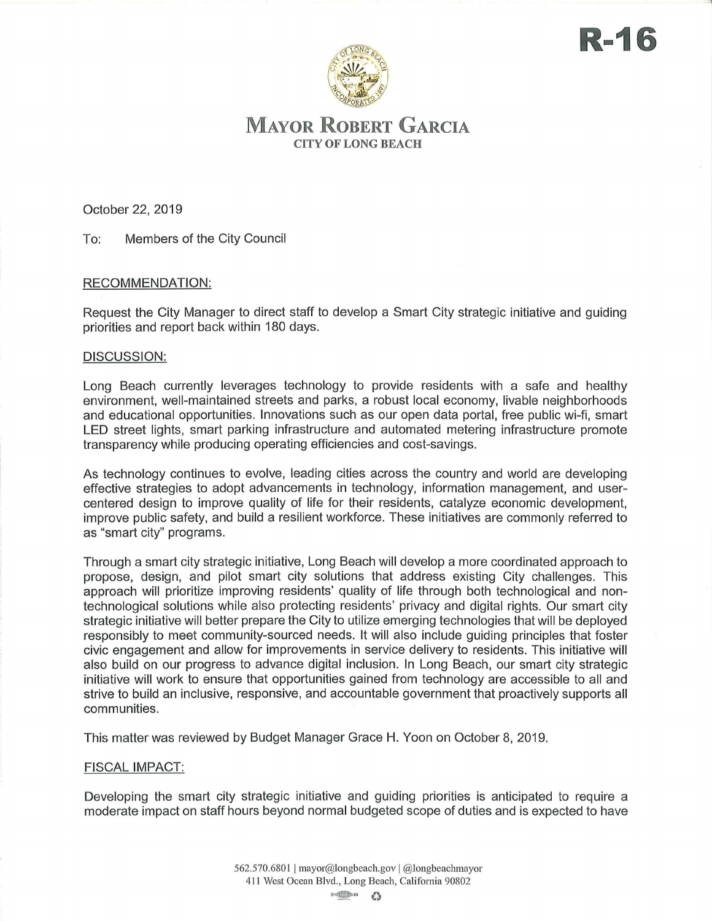**R-16**

# MAYOR ROBERT GARCIA
CITY OF LONG BEACH

October 22, 2019

To: Members of the City Council

## RECOMMENDATION:

Request the City Manager to direct staff to develop a Smart City strategic initiative and guiding priorities and report back within 180 days.

## DISCUSSION:

Long Beach currently leverages technology to provide residents with a safe and healthy environment, well-maintained streets and parks, a robust local economy, livable neighborhoods and educational opportunities. Innovations such as our open data portal, free public wi-fi, smart LED street lights, smart parking infrastructure and automated metering infrastructure promote transparency while producing operating efficiencies and cost-savings.

As technology continues to evolve, leading cities across the country and world are developing effective strategies to adopt advancements in technology, information management, and user-centered design to improve quality of life for their residents, catalyze economic development, improve public safety, and build a resilient workforce. These initiatives are commonly referred to as "smart city" programs.

Through a smart city strategic initiative, Long Beach will develop a more coordinated approach to propose, design, and pilot smart city solutions that address existing City challenges. This approach will prioritize improving residents' quality of life through both technological and non-technological solutions while also protecting residents' privacy and digital rights. Our smart city strategic initiative will better prepare the City to utilize emerging technologies that will be deployed responsibly to meet community-sourced needs. It will also include guiding principles that foster civic engagement and allow for improvements in service delivery to residents. This initiative will also build on our progress to advance digital inclusion. In Long Beach, our smart city strategic initiative will work to ensure that opportunities gained from technology are accessible to all and strive to build an inclusive, responsive, and accountable government that proactively supports all communities.

This matter was reviewed by Budget Manager Grace H. Yoon on October 8, 2019.

## FISCAL IMPACT:

Developing the smart city strategic initiative and guiding priorities is anticipated to require a moderate impact on staff hours beyond normal budgeted scope of duties and is expected to have

562.570.6801 | mayor@longbeach.gov | @longbeachmayor
411 West Ocean Blvd., Long Beach, California 90802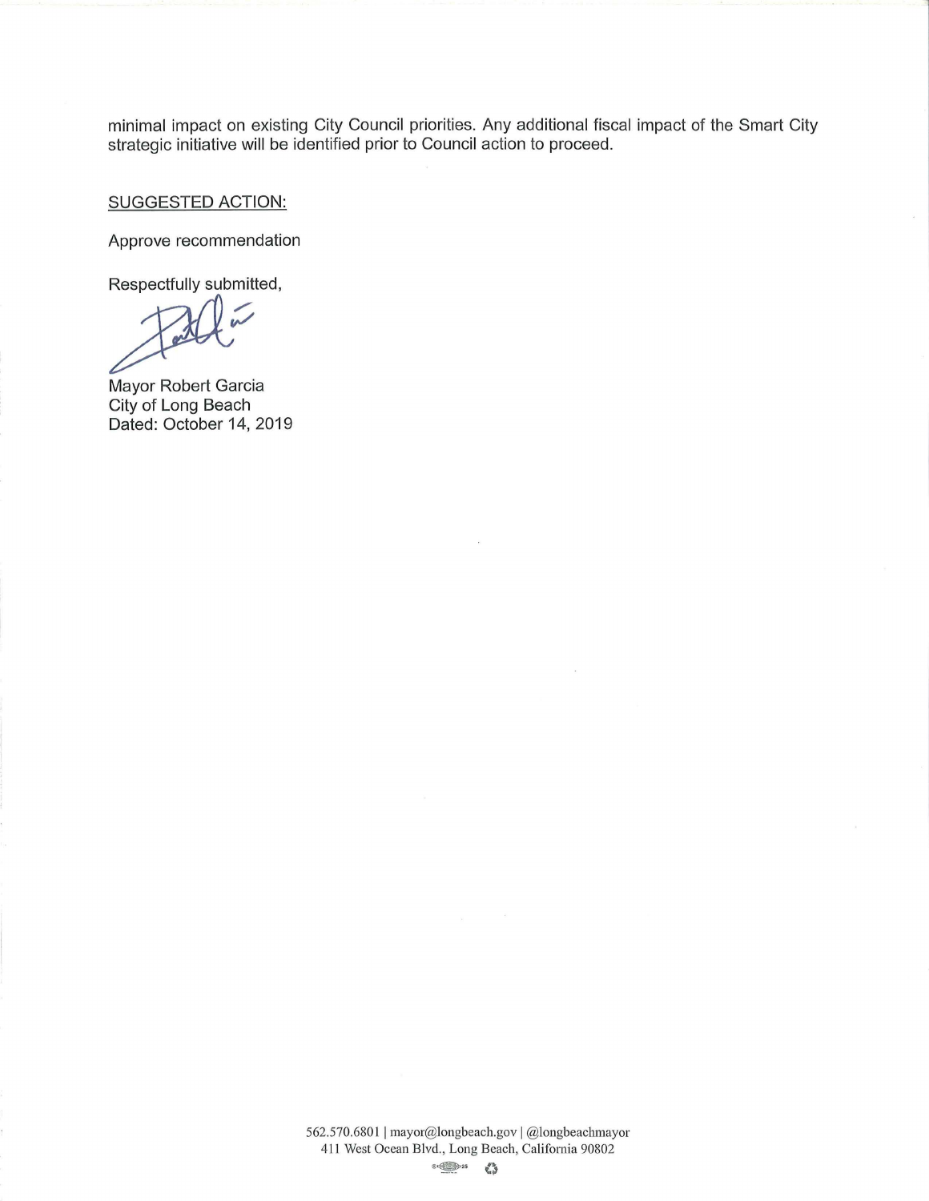minimal impact on existing City Council priorities. Any additional fiscal impact of the Smart City strategic initiative will be identified prior to Council action to proceed.

SUGGESTED ACTION:

Approve recommendation

Respectfully submitted,

Mayor Robert Garcia
City of Long Beach
Dated: October 14, 2019

562.570.6801 | mayor@longbeach.gov | @longbeachmayor
411 West Ocean Blvd., Long Beach, California 90802